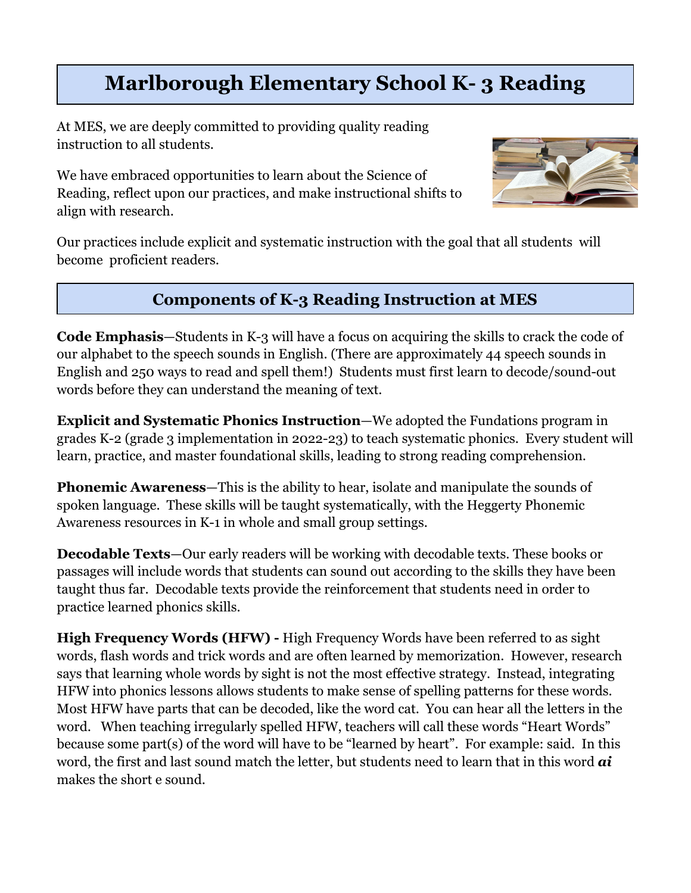# Marlborough Elementary School K- 3 Reading

At MES, we are deeply committed to providing quality reading instruction to all students.

We have embraced opportunities to learn about the Science of Reading, reflect upon our practices, and make instructional shifts to align with research.

Our practices include explicit and systematic instruction with the goal that all students will become proficient readers.

## Components of K-3 Reading Instruction at MES

**Code Emphasis**—Students in K-3 will have a focus on acquiring the skills to crack the code of our alphabet to the speech sounds in English. (There are approximately 44 speech sounds in English and 250 ways to read and spell them!) Students must first learn to decode/sound-out words before they can understand the meaning of text.

**Explicit and Systematic Phonics Instruction**—We adopted the Fundations program in grades K-2 (grade 3 implementation in 2022-23) to teach systematic phonics. Every student will learn, practice, and master foundational skills, leading to strong reading comprehension.

**Phonemic Awareness**—This is the ability to hear, isolate and manipulate the sounds of spoken language. These skills will be taught systematically, with the Heggerty Phonemic Awareness resources in K-1 in whole and small group settings.

**Decodable Texts**—Our early readers will be working with decodable texts. These books or passages will include words that students can sound out according to the skills they have been taught thus far. Decodable texts provide the reinforcement that students need in order to practice learned phonics skills.

**High Frequency Words (HFW) -** High Frequency Words have been referred to as sight words, flash words and trick words and are often learned by memorization. However, research says that learning whole words by sight is not the most effective strategy. Instead, integrating HFW into phonics lessons allows students to make sense of spelling patterns for these words. Most HFW have parts that can be decoded, like the word cat. You can hear all the letters in the word. When teaching irregularly spelled HFW, teachers will call these words "Heart Words" because some part(s) of the word will have to be "learned by heart". For example: said. In this word, the first and last sound match the letter, but students need to learn that in this word ***ai*** makes the short e sound.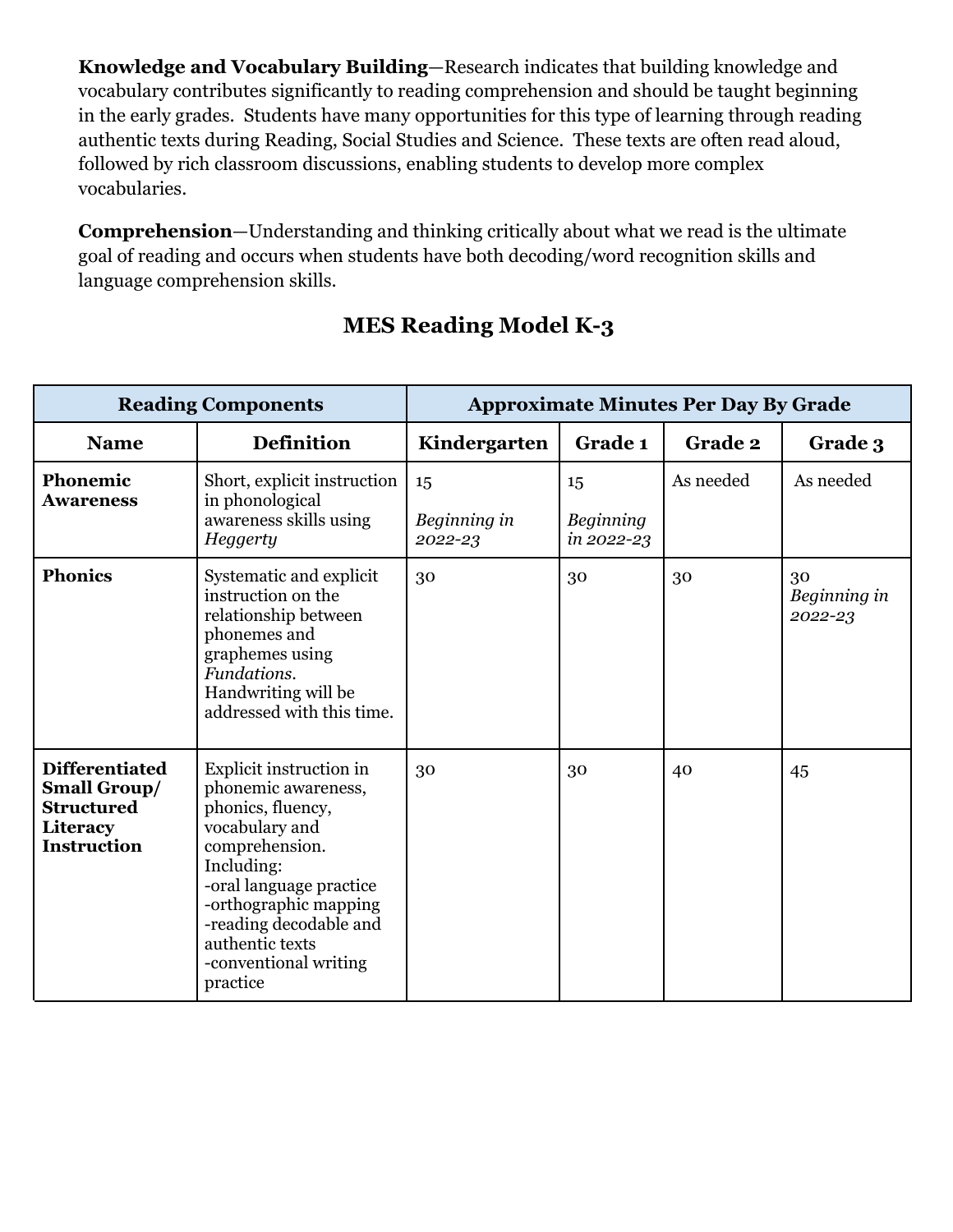**Knowledge and Vocabulary Building**—Research indicates that building knowledge and vocabulary contributes significantly to reading comprehension and should be taught beginning in the early grades. Students have many opportunities for this type of learning through reading authentic texts during Reading, Social Studies and Science. These texts are often read aloud, followed by rich classroom discussions, enabling students to develop more complex vocabularies.

**Comprehension**—Understanding and thinking critically about what we read is the ultimate goal of reading and occurs when students have both decoding/word recognition skills and language comprehension skills.

## MES Reading Model K-3

| Reading Components | | Approximate Minutes Per Day By Grade | | | |
|---|---|---|---|---|---|
| **Name** | **Definition** | **Kindergarten** | **Grade 1** | **Grade 2** | **Grade 3** |
| **Phonemic Awareness** | Short, explicit instruction in phonological awareness skills using *Heggerty* | 15 *Beginning in 2022-23* | 15 *Beginning in 2022-23* | As needed | As needed |
| **Phonics** | Systematic and explicit instruction on the relationship between phonemes and graphemes using *Fundations*. Handwriting will be addressed with this time. | 30 | 30 | 30 | 30 *Beginning in 2022-23* |
| **Differentiated Small Group/ Structured Literacy Instruction** | Explicit instruction in phonemic awareness, phonics, fluency, vocabulary and comprehension. Including: -oral language practice -orthographic mapping -reading decodable and authentic texts -conventional writing practice | 30 | 30 | 40 | 45 |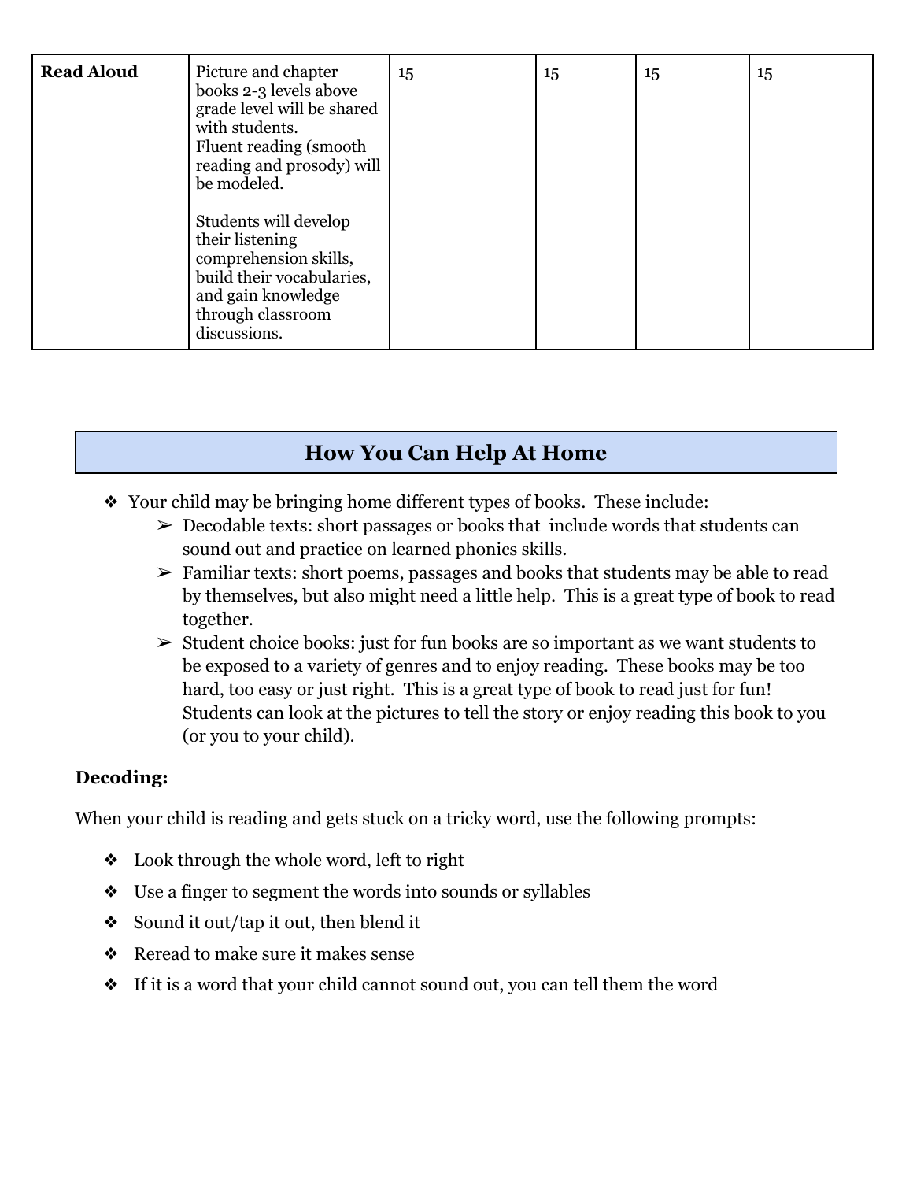| Read Aloud | Picture and chapter books 2-3 levels above grade level will be shared with students. Fluent reading (smooth reading and prosody) will be modeled.<br><br>Students will develop their listening comprehension skills, build their vocabularies, and gain knowledge through classroom discussions. | 15 | 15 | 15 | 15 |
|---|---|---|---|---|---|

## How You Can Help At Home

- Your child may be bringing home different types of books. These include:
  - Decodable texts: short passages or books that include words that students can sound out and practice on learned phonics skills.
  - Familiar texts: short poems, passages and books that students may be able to read by themselves, but also might need a little help. This is a great type of book to read together.
  - Student choice books: just for fun books are so important as we want students to be exposed to a variety of genres and to enjoy reading. These books may be too hard, too easy or just right. This is a great type of book to read just for fun! Students can look at the pictures to tell the story or enjoy reading this book to you (or you to your child).

**Decoding:**

When your child is reading and gets stuck on a tricky word, use the following prompts:

- Look through the whole word, left to right
- Use a finger to segment the words into sounds or syllables
- Sound it out/tap it out, then blend it
- Reread to make sure it makes sense
- If it is a word that your child cannot sound out, you can tell them the word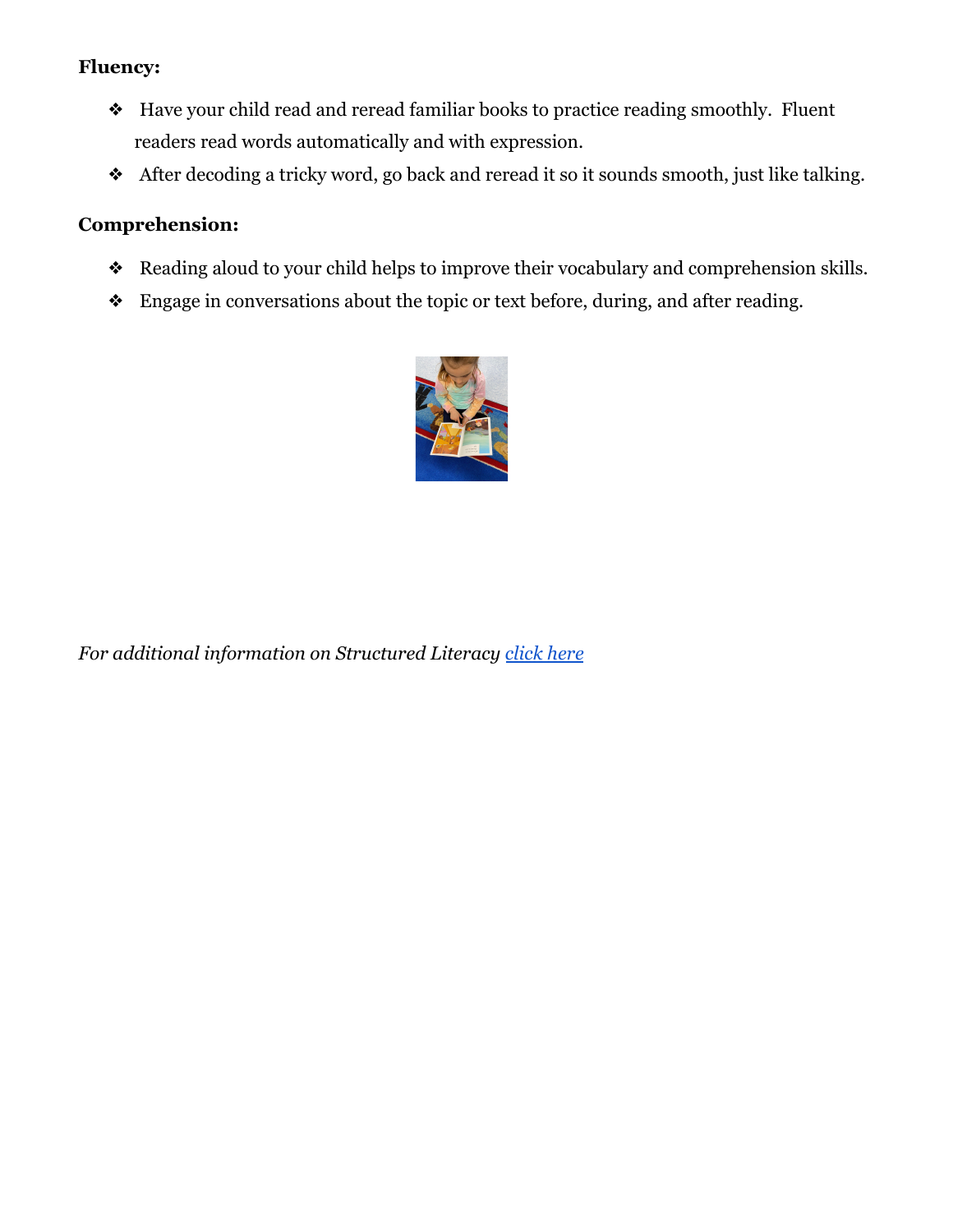**Fluency:**

- Have your child read and reread familiar books to practice reading smoothly. Fluent readers read words automatically and with expression.
- After decoding a tricky word, go back and reread it so it sounds smooth, just like talking.

**Comprehension:**

- Reading aloud to your child helps to improve their vocabulary and comprehension skills.
- Engage in conversations about the topic or text before, during, and after reading.

*For additional information on Structured Literacy [click here]*